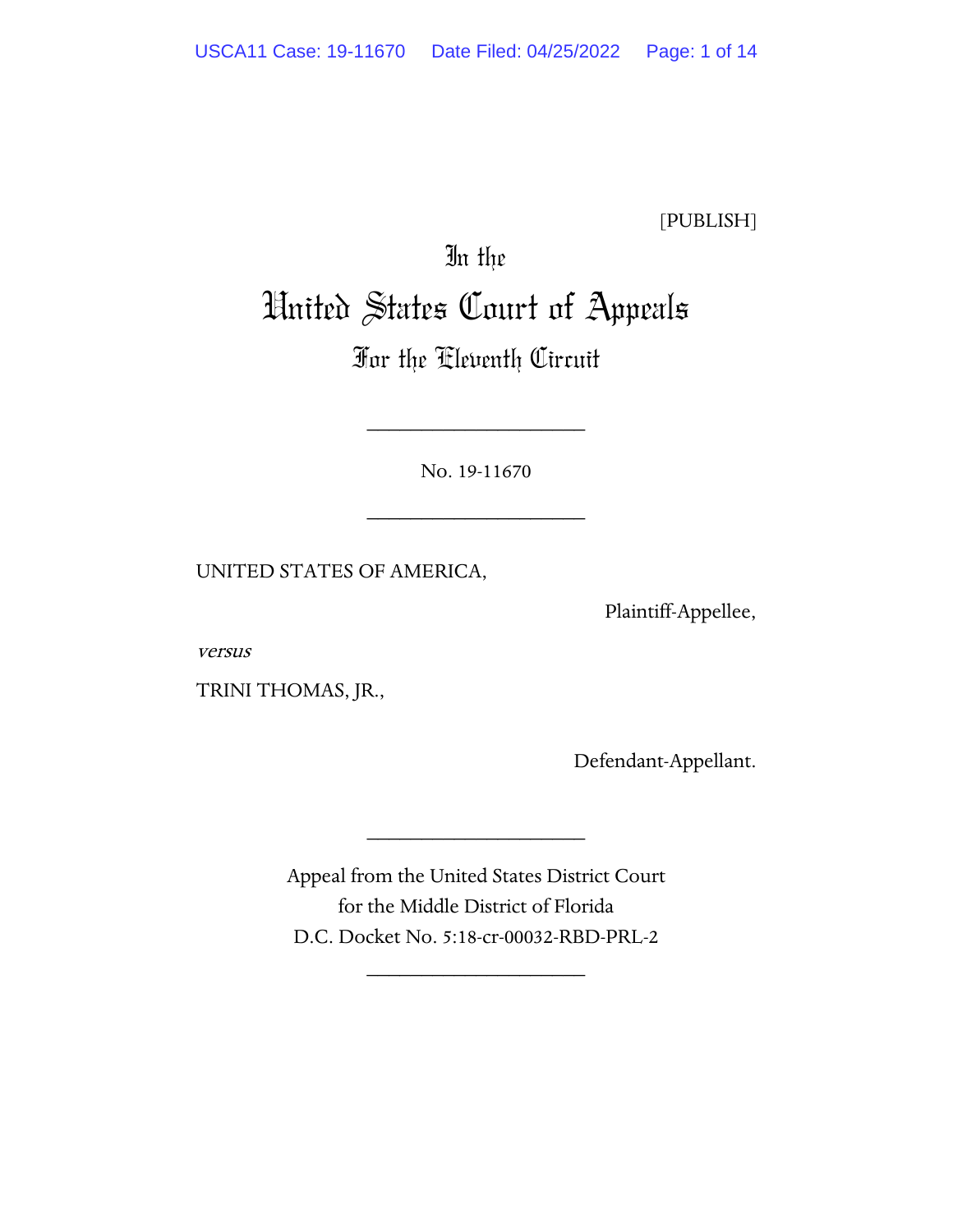[PUBLISH]

# In the United States Court of Appeals For the Eleventh Circuit

---

No. 19-11670

---

UNITED STATES OF AMERICA,

Plaintiff-Appellee,

*versus*

TRINI THOMAS, JR.,

Defendant-Appellant.

---

Appeal from the United States District Court
for the Middle District of Florida
D.C. Docket No. 5:18-cr-00032-RBD-PRL-2

---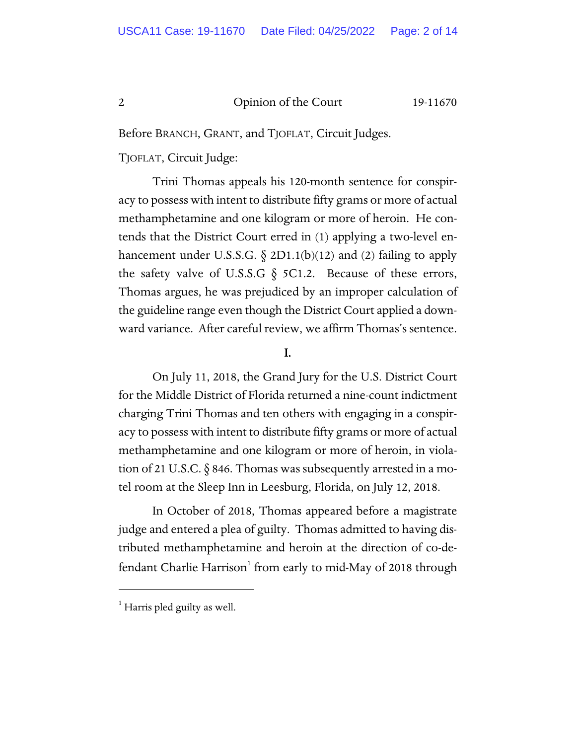Before BRANCH, GRANT, and TJOFLAT, Circuit Judges.

TJOFLAT, Circuit Judge:

Trini Thomas appeals his 120-month sentence for conspiracy to possess with intent to distribute fifty grams or more of actual methamphetamine and one kilogram or more of heroin. He contends that the District Court erred in (1) applying a two-level enhancement under U.S.S.G. § 2D1.1(b)(12) and (2) failing to apply the safety valve of U.S.S.G § 5C1.2. Because of these errors, Thomas argues, he was prejudiced by an improper calculation of the guideline range even though the District Court applied a downward variance. After careful review, we affirm Thomas's sentence.

## I.

On July 11, 2018, the Grand Jury for the U.S. District Court for the Middle District of Florida returned a nine-count indictment charging Trini Thomas and ten others with engaging in a conspiracy to possess with intent to distribute fifty grams or more of actual methamphetamine and one kilogram or more of heroin, in violation of 21 U.S.C. § 846. Thomas was subsequently arrested in a motel room at the Sleep Inn in Leesburg, Florida, on July 12, 2018.

In October of 2018, Thomas appeared before a magistrate judge and entered a plea of guilty. Thomas admitted to having distributed methamphetamine and heroin at the direction of co-defendant Charlie Harrison[1] from early to mid-May of 2018 through

[1] Harris pled guilty as well.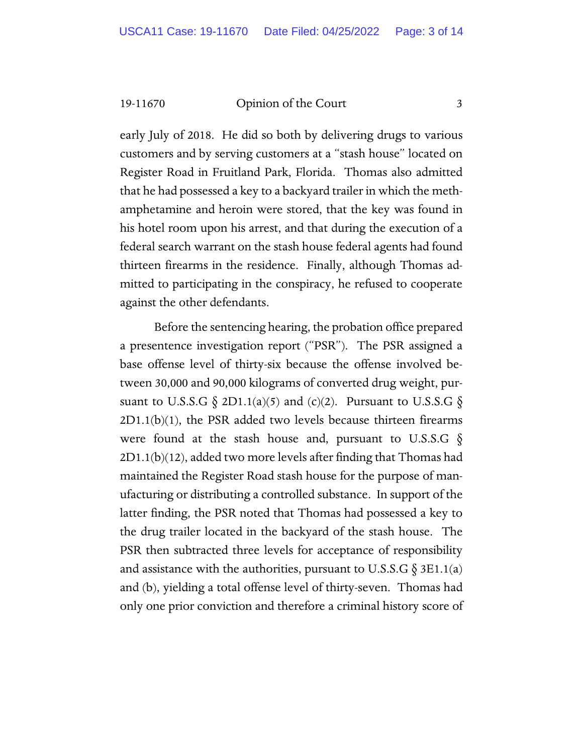early July of 2018. He did so both by delivering drugs to various customers and by serving customers at a "stash house" located on Register Road in Fruitland Park, Florida. Thomas also admitted that he had possessed a key to a backyard trailer in which the methamphetamine and heroin were stored, that the key was found in his hotel room upon his arrest, and that during the execution of a federal search warrant on the stash house federal agents had found thirteen firearms in the residence. Finally, although Thomas admitted to participating in the conspiracy, he refused to cooperate against the other defendants.

Before the sentencing hearing, the probation office prepared a presentence investigation report ("PSR"). The PSR assigned a base offense level of thirty-six because the offense involved between 30,000 and 90,000 kilograms of converted drug weight, pursuant to U.S.S.G § 2D1.1(a)(5) and (c)(2). Pursuant to U.S.S.G § 2D1.1(b)(1), the PSR added two levels because thirteen firearms were found at the stash house and, pursuant to U.S.S.G § 2D1.1(b)(12), added two more levels after finding that Thomas had maintained the Register Road stash house for the purpose of manufacturing or distributing a controlled substance. In support of the latter finding, the PSR noted that Thomas had possessed a key to the drug trailer located in the backyard of the stash house. The PSR then subtracted three levels for acceptance of responsibility and assistance with the authorities, pursuant to U.S.S.G § 3E1.1(a) and (b), yielding a total offense level of thirty-seven. Thomas had only one prior conviction and therefore a criminal history score of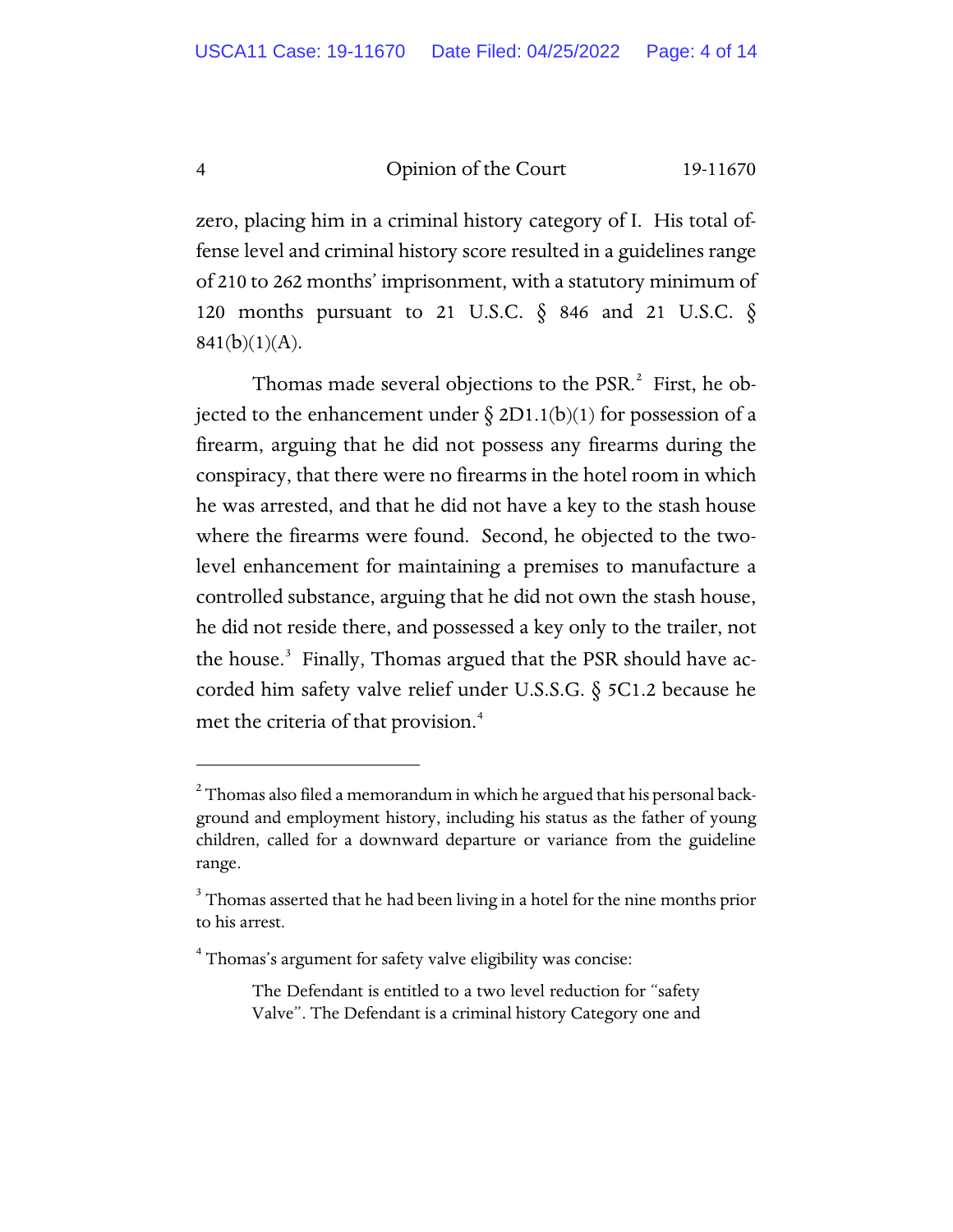zero, placing him in a criminal history category of I. His total offense level and criminal history score resulted in a guidelines range of 210 to 262 months' imprisonment, with a statutory minimum of 120 months pursuant to 21 U.S.C. § 846 and 21 U.S.C. § 841(b)(1)(A).

Thomas made several objections to the PSR.[2] First, he objected to the enhancement under § 2D1.1(b)(1) for possession of a firearm, arguing that he did not possess any firearms during the conspiracy, that there were no firearms in the hotel room in which he was arrested, and that he did not have a key to the stash house where the firearms were found. Second, he objected to the two-level enhancement for maintaining a premises to manufacture a controlled substance, arguing that he did not own the stash house, he did not reside there, and possessed a key only to the trailer, not the house.[3] Finally, Thomas argued that the PSR should have accorded him safety valve relief under U.S.S.G. § 5C1.2 because he met the criteria of that provision.[4]

---

[2] Thomas also filed a memorandum in which he argued that his personal background and employment history, including his status as the father of young children, called for a downward departure or variance from the guideline range.

[3] Thomas asserted that he had been living in a hotel for the nine months prior to his arrest.

[4] Thomas's argument for safety valve eligibility was concise:

> The Defendant is entitled to a two level reduction for "safety Valve". The Defendant is a criminal history Category one and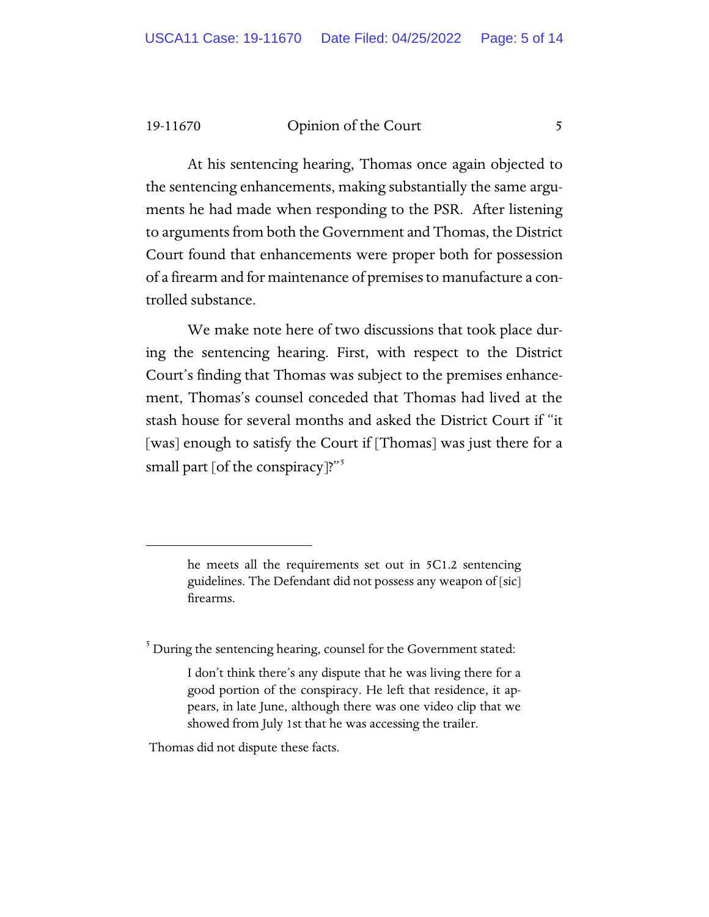At his sentencing hearing, Thomas once again objected to the sentencing enhancements, making substantially the same arguments he had made when responding to the PSR. After listening to arguments from both the Government and Thomas, the District Court found that enhancements were proper both for possession of a firearm and for maintenance of premises to manufacture a controlled substance.

We make note here of two discussions that took place during the sentencing hearing. First, with respect to the District Court's finding that Thomas was subject to the premises enhancement, Thomas's counsel conceded that Thomas had lived at the stash house for several months and asked the District Court if "it [was] enough to satisfy the Court if [Thomas] was just there for a small part [of the conspiracy]?"[5]

---

> he meets all the requirements set out in 5C1.2 sentencing guidelines. The Defendant did not possess any weapon of [sic] firearms.

[5] During the sentencing hearing, counsel for the Government stated:

> I don't think there's any dispute that he was living there for a good portion of the conspiracy. He left that residence, it appears, in late June, although there was one video clip that we showed from July 1st that he was accessing the trailer.

Thomas did not dispute these facts.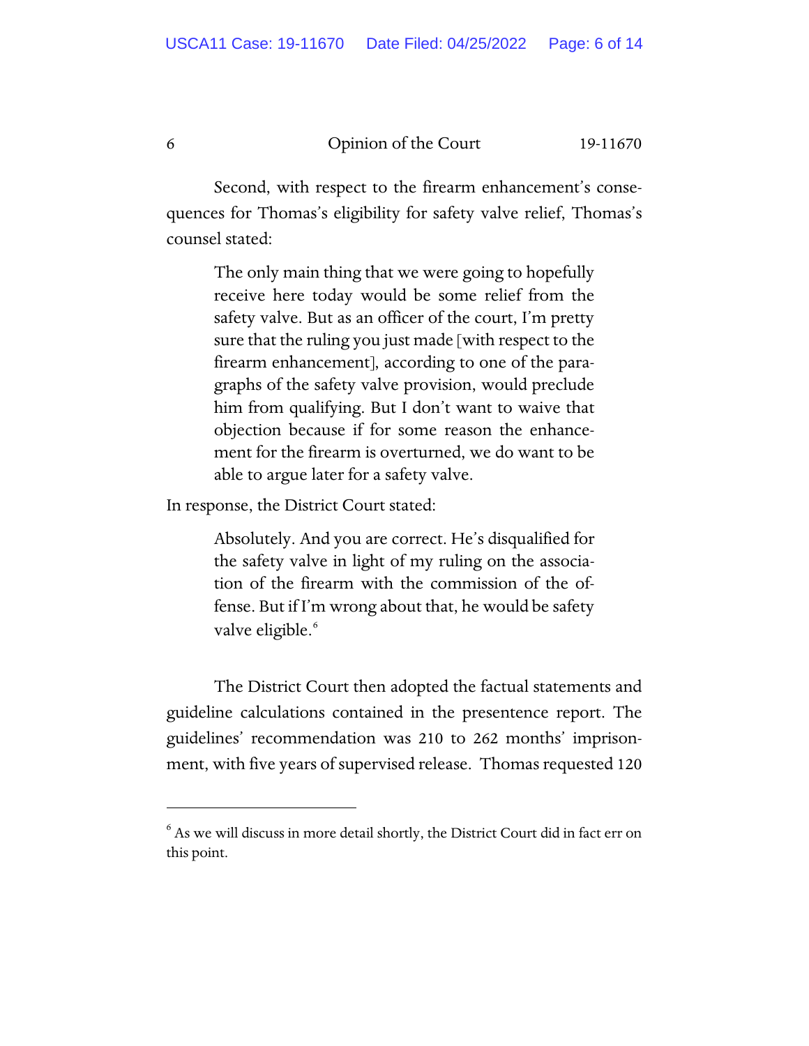Second, with respect to the firearm enhancement's consequences for Thomas's eligibility for safety valve relief, Thomas's counsel stated:

> The only main thing that we were going to hopefully receive here today would be some relief from the safety valve. But as an officer of the court, I'm pretty sure that the ruling you just made [with respect to the firearm enhancement], according to one of the paragraphs of the safety valve provision, would preclude him from qualifying. But I don't want to waive that objection because if for some reason the enhancement for the firearm is overturned, we do want to be able to argue later for a safety valve.

In response, the District Court stated:

> Absolutely. And you are correct. He's disqualified for the safety valve in light of my ruling on the association of the firearm with the commission of the offense. But if I'm wrong about that, he would be safety valve eligible.[6]

The District Court then adopted the factual statements and guideline calculations contained in the presentence report. The guidelines' recommendation was 210 to 262 months' imprisonment, with five years of supervised release. Thomas requested 120

---

[6] As we will discuss in more detail shortly, the District Court did in fact err on this point.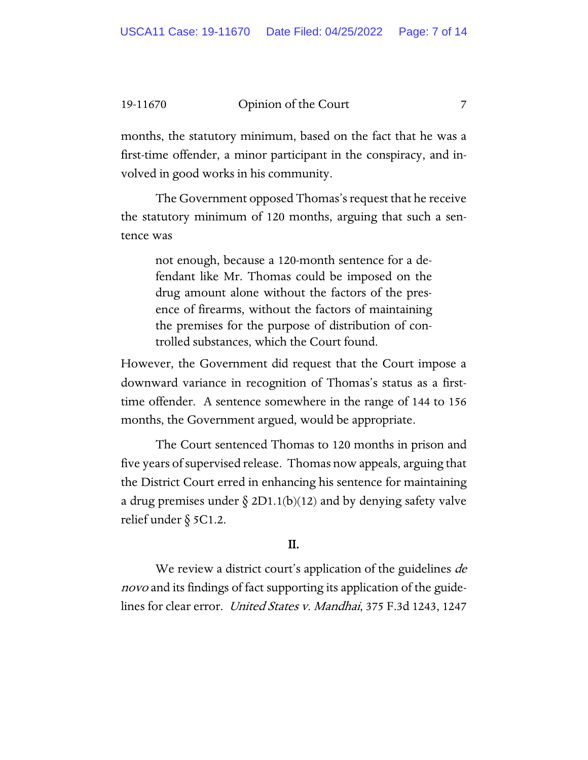months, the statutory minimum, based on the fact that he was a first-time offender, a minor participant in the conspiracy, and involved in good works in his community.

The Government opposed Thomas's request that he receive the statutory minimum of 120 months, arguing that such a sentence was

> not enough, because a 120-month sentence for a defendant like Mr. Thomas could be imposed on the drug amount alone without the factors of the presence of firearms, without the factors of maintaining the premises for the purpose of distribution of controlled substances, which the Court found.

However, the Government did request that the Court impose a downward variance in recognition of Thomas's status as a first-time offender. A sentence somewhere in the range of 144 to 156 months, the Government argued, would be appropriate.

The Court sentenced Thomas to 120 months in prison and five years of supervised release. Thomas now appeals, arguing that the District Court erred in enhancing his sentence for maintaining a drug premises under § 2D1.1(b)(12) and by denying safety valve relief under § 5C1.2.

## II.

We review a district court's application of the guidelines *de novo* and its findings of fact supporting its application of the guidelines for clear error. *United States v. Mandhai*, 375 F.3d 1243, 1247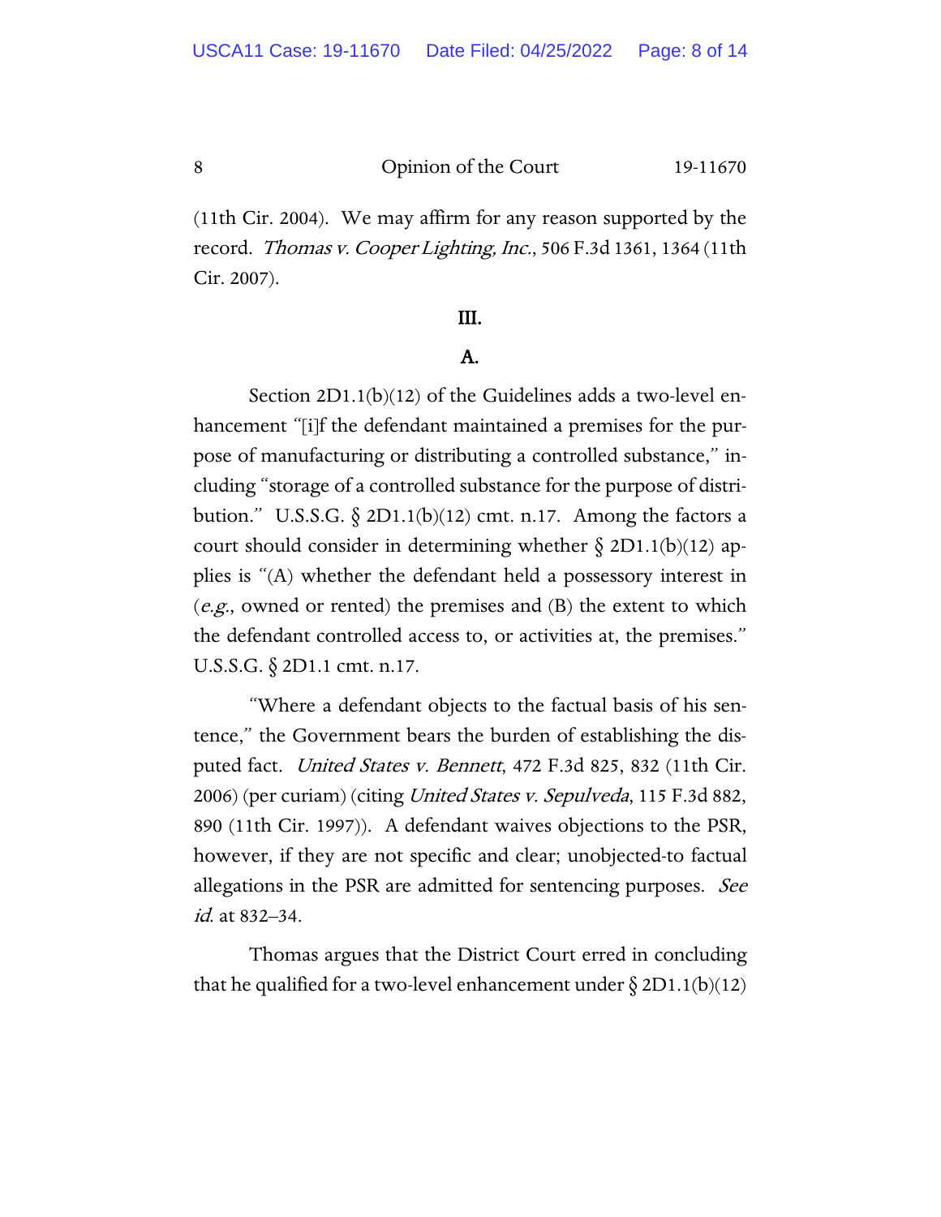(11th Cir. 2004). We may affirm for any reason supported by the record. *Thomas v. Cooper Lighting, Inc.*, 506 F.3d 1361, 1364 (11th Cir. 2007).

## III.

### A.

Section 2D1.1(b)(12) of the Guidelines adds a two-level enhancement "[i]f the defendant maintained a premises for the purpose of manufacturing or distributing a controlled substance," including "storage of a controlled substance for the purpose of distribution." U.S.S.G. § 2D1.1(b)(12) cmt. n.17. Among the factors a court should consider in determining whether § 2D1.1(b)(12) applies is "(A) whether the defendant held a possessory interest in (*e.g.*, owned or rented) the premises and (B) the extent to which the defendant controlled access to, or activities at, the premises." U.S.S.G. § 2D1.1 cmt. n.17.

"Where a defendant objects to the factual basis of his sentence," the Government bears the burden of establishing the disputed fact. *United States v. Bennett*, 472 F.3d 825, 832 (11th Cir. 2006) (per curiam) (citing *United States v. Sepulveda*, 115 F.3d 882, 890 (11th Cir. 1997)). A defendant waives objections to the PSR, however, if they are not specific and clear; unobjected-to factual allegations in the PSR are admitted for sentencing purposes. *See id.* at 832–34.

Thomas argues that the District Court erred in concluding that he qualified for a two-level enhancement under § 2D1.1(b)(12)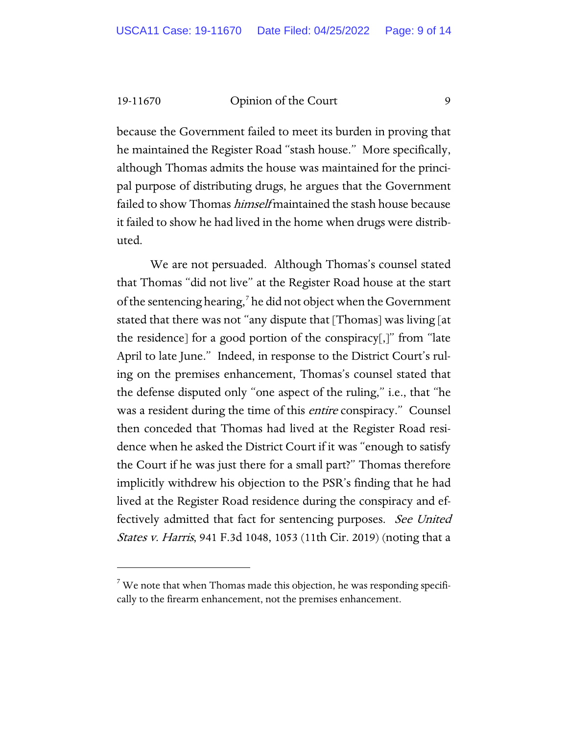because the Government failed to meet its burden in proving that he maintained the Register Road "stash house." More specifically, although Thomas admits the house was maintained for the principal purpose of distributing drugs, he argues that the Government failed to show Thomas *himself* maintained the stash house because it failed to show he had lived in the home when drugs were distributed.

We are not persuaded. Although Thomas's counsel stated that Thomas "did not live" at the Register Road house at the start of the sentencing hearing,[7] he did not object when the Government stated that there was not "any dispute that [Thomas] was living [at the residence] for a good portion of the conspiracy[,]" from "late April to late June." Indeed, in response to the District Court's ruling on the premises enhancement, Thomas's counsel stated that the defense disputed only "one aspect of the ruling," i.e., that "he was a resident during the time of this *entire* conspiracy." Counsel then conceded that Thomas had lived at the Register Road residence when he asked the District Court if it was "enough to satisfy the Court if he was just there for a small part?" Thomas therefore implicitly withdrew his objection to the PSR's finding that he had lived at the Register Road residence during the conspiracy and effectively admitted that fact for sentencing purposes. *See United States v. Harris*, 941 F.3d 1048, 1053 (11th Cir. 2019) (noting that a

[7] We note that when Thomas made this objection, he was responding specifically to the firearm enhancement, not the premises enhancement.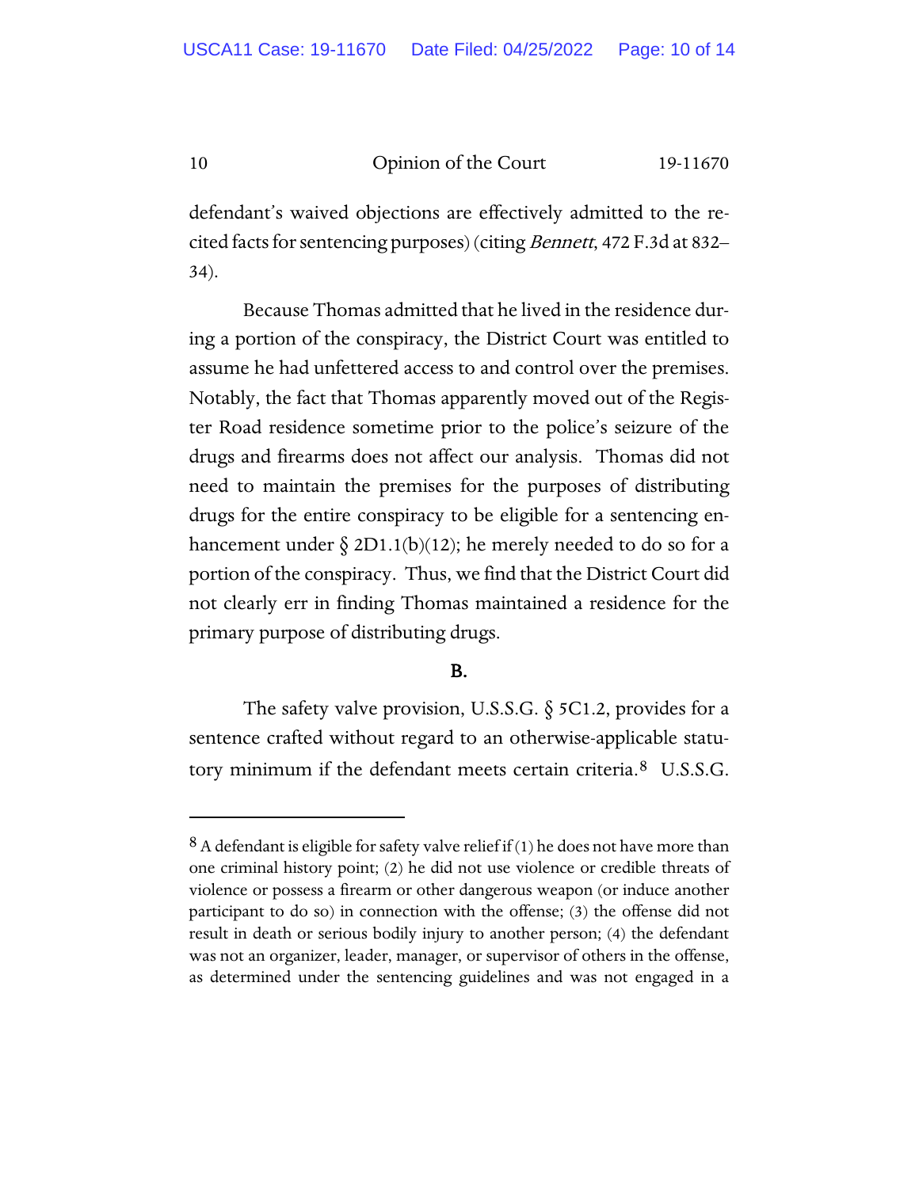defendant's waived objections are effectively admitted to the recited facts for sentencing purposes) (citing *Bennett*, 472 F.3d at 832–34).

Because Thomas admitted that he lived in the residence during a portion of the conspiracy, the District Court was entitled to assume he had unfettered access to and control over the premises. Notably, the fact that Thomas apparently moved out of the Register Road residence sometime prior to the police's seizure of the drugs and firearms does not affect our analysis. Thomas did not need to maintain the premises for the purposes of distributing drugs for the entire conspiracy to be eligible for a sentencing enhancement under § 2D1.1(b)(12); he merely needed to do so for a portion of the conspiracy. Thus, we find that the District Court did not clearly err in finding Thomas maintained a residence for the primary purpose of distributing drugs.

**B.**

The safety valve provision, U.S.S.G. § 5C1.2, provides for a sentence crafted without regard to an otherwise-applicable statutory minimum if the defendant meets certain criteria.[8] U.S.S.G.

---

[8] A defendant is eligible for safety valve relief if (1) he does not have more than one criminal history point; (2) he did not use violence or credible threats of violence or possess a firearm or other dangerous weapon (or induce another participant to do so) in connection with the offense; (3) the offense did not result in death or serious bodily injury to another person; (4) the defendant was not an organizer, leader, manager, or supervisor of others in the offense, as determined under the sentencing guidelines and was not engaged in a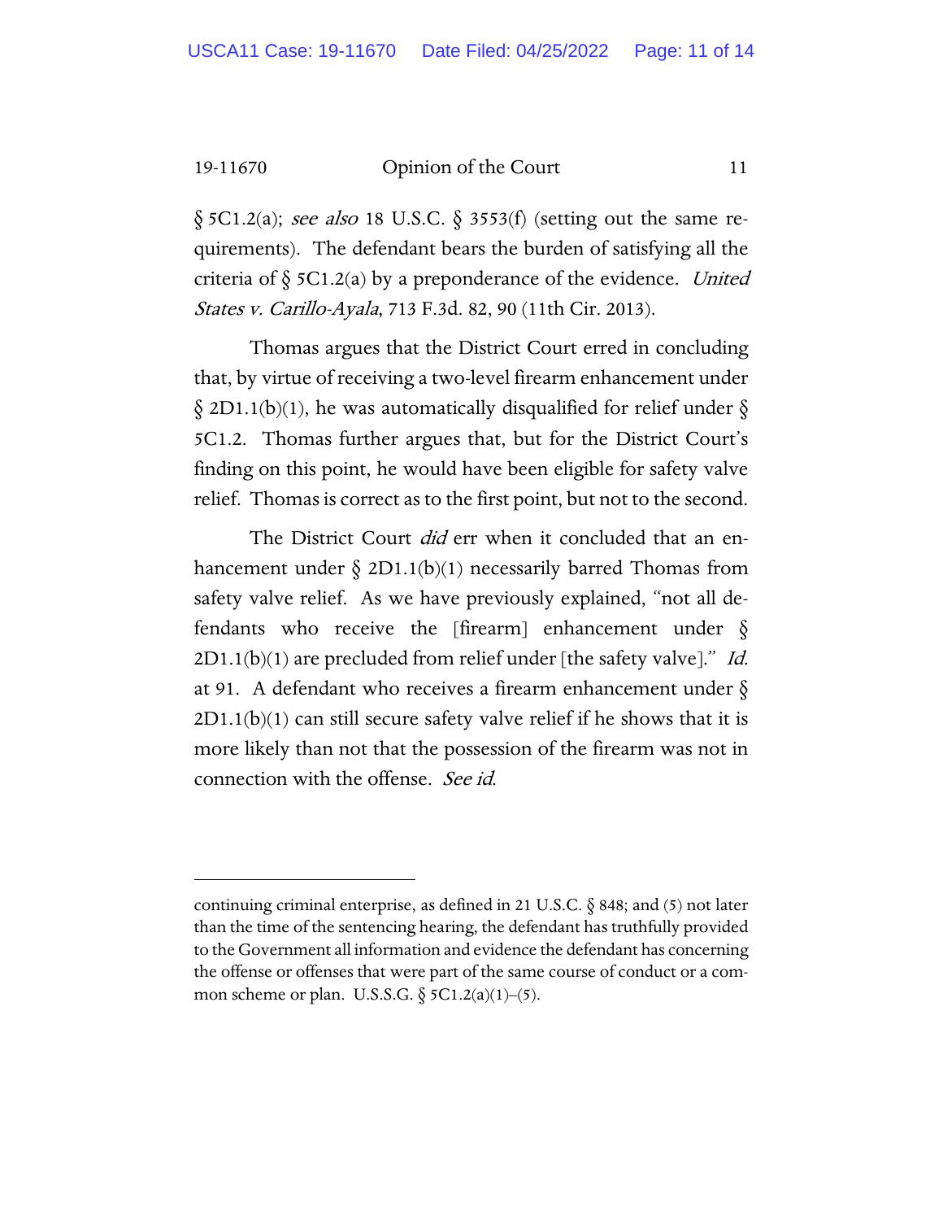§ 5C1.2(a); *see also* 18 U.S.C. § 3553(f) (setting out the same requirements). The defendant bears the burden of satisfying all the criteria of § 5C1.2(a) by a preponderance of the evidence. *United States v. Carillo-Ayala*, 713 F.3d. 82, 90 (11th Cir. 2013).

Thomas argues that the District Court erred in concluding that, by virtue of receiving a two-level firearm enhancement under § 2D1.1(b)(1), he was automatically disqualified for relief under § 5C1.2. Thomas further argues that, but for the District Court's finding on this point, he would have been eligible for safety valve relief. Thomas is correct as to the first point, but not to the second.

The District Court *did* err when it concluded that an enhancement under § 2D1.1(b)(1) necessarily barred Thomas from safety valve relief. As we have previously explained, "not all defendants who receive the [firearm] enhancement under § 2D1.1(b)(1) are precluded from relief under [the safety valve]." *Id.* at 91. A defendant who receives a firearm enhancement under § 2D1.1(b)(1) can still secure safety valve relief if he shows that it is more likely than not that the possession of the firearm was not in connection with the offense. *See id.*

---

continuing criminal enterprise, as defined in 21 U.S.C. § 848; and (5) not later than the time of the sentencing hearing, the defendant has truthfully provided to the Government all information and evidence the defendant has concerning the offense or offenses that were part of the same course of conduct or a common scheme or plan. U.S.S.G. § 5C1.2(a)(1)–(5).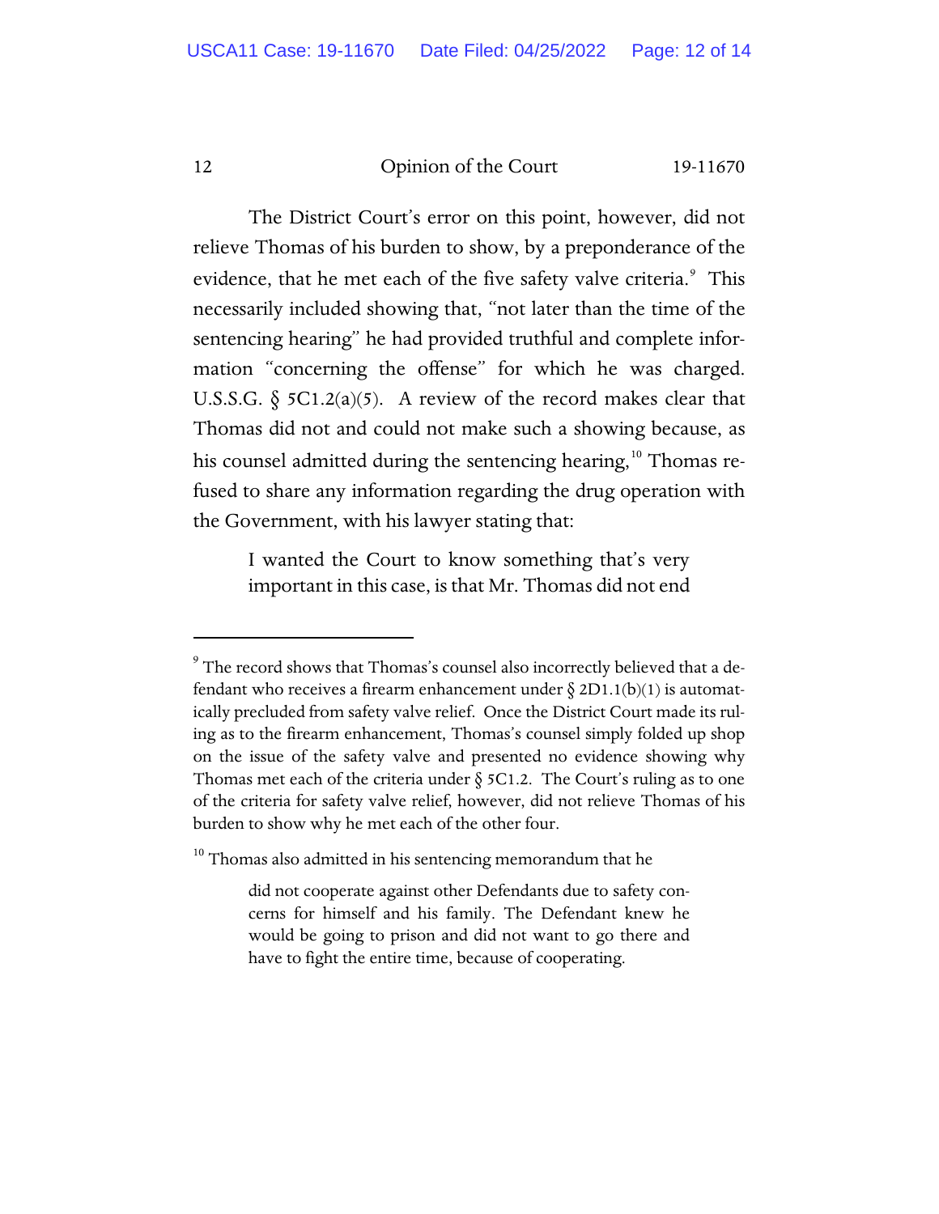The District Court's error on this point, however, did not relieve Thomas of his burden to show, by a preponderance of the evidence, that he met each of the five safety valve criteria.[9] This necessarily included showing that, "not later than the time of the sentencing hearing" he had provided truthful and complete information "concerning the offense" for which he was charged. U.S.S.G. § 5C1.2(a)(5). A review of the record makes clear that Thomas did not and could not make such a showing because, as his counsel admitted during the sentencing hearing,[10] Thomas refused to share any information regarding the drug operation with the Government, with his lawyer stating that:

> I wanted the Court to know something that's very important in this case, is that Mr. Thomas did not end

---

[9] The record shows that Thomas's counsel also incorrectly believed that a defendant who receives a firearm enhancement under § 2D1.1(b)(1) is automatically precluded from safety valve relief. Once the District Court made its ruling as to the firearm enhancement, Thomas's counsel simply folded up shop on the issue of the safety valve and presented no evidence showing why Thomas met each of the criteria under § 5C1.2. The Court's ruling as to one of the criteria for safety valve relief, however, did not relieve Thomas of his burden to show why he met each of the other four.

[10] Thomas also admitted in his sentencing memorandum that he

> did not cooperate against other Defendants due to safety concerns for himself and his family. The Defendant knew he would be going to prison and did not want to go there and have to fight the entire time, because of cooperating.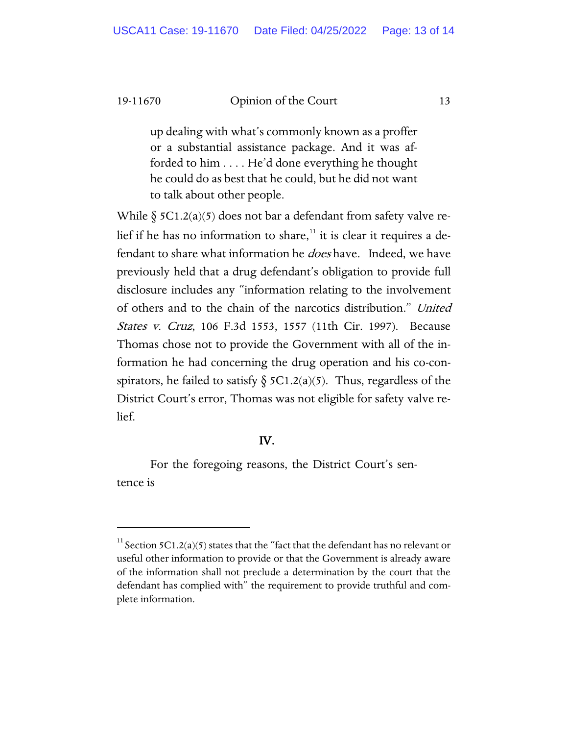> up dealing with what's commonly known as a proffer or a substantial assistance package. And it was afforded to him . . . . He'd done everything he thought he could do as best that he could, but he did not want to talk about other people.

While § 5C1.2(a)(5) does not bar a defendant from safety valve relief if he has no information to share,[11] it is clear it requires a defendant to share what information he *does* have. Indeed, we have previously held that a drug defendant's obligation to provide full disclosure includes any "information relating to the involvement of others and to the chain of the narcotics distribution." *United States v. Cruz*, 106 F.3d 1553, 1557 (11th Cir. 1997). Because Thomas chose not to provide the Government with all of the information he had concerning the drug operation and his co-conspirators, he failed to satisfy § 5C1.2(a)(5). Thus, regardless of the District Court's error, Thomas was not eligible for safety valve relief.

## IV.

For the foregoing reasons, the District Court's sentence is

---

[11] Section 5C1.2(a)(5) states that the "fact that the defendant has no relevant or useful other information to provide or that the Government is already aware of the information shall not preclude a determination by the court that the defendant has complied with" the requirement to provide truthful and complete information.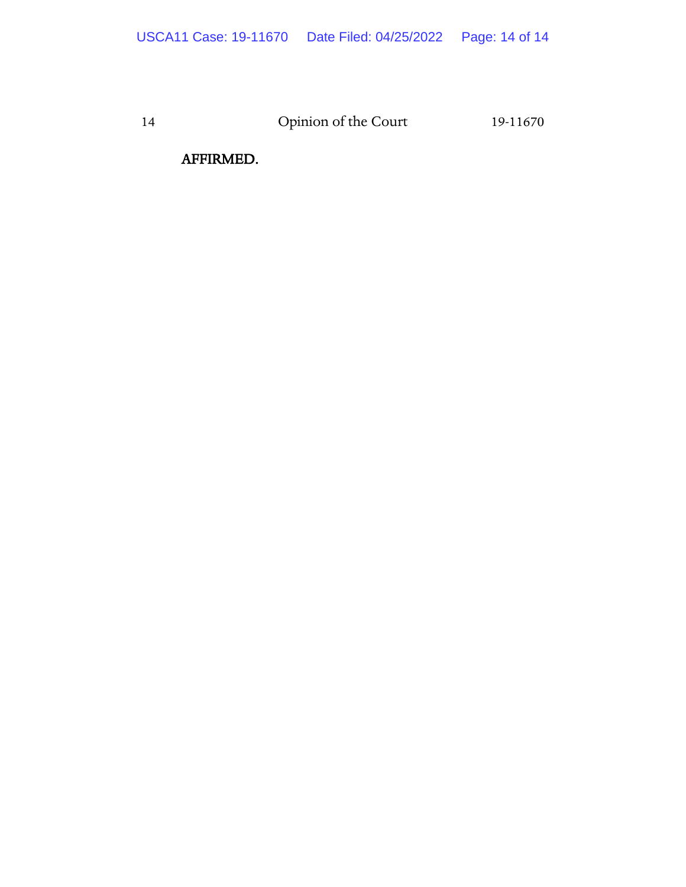AFFIRMED.